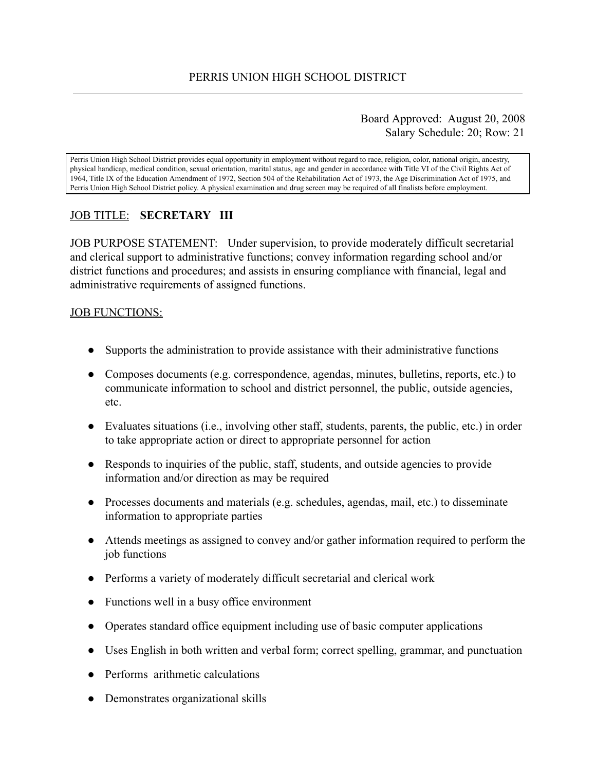# PERRIS UNION HIGH SCHOOL DISTRICT

Board Approved: August 20, 2008
Salary Schedule: 20; Row: 21

Perris Union High School District provides equal opportunity in employment without regard to race, religion, color, national origin, ancestry, physical handicap, medical condition, sexual orientation, marital status, age and gender in accordance with Title VI of the Civil Rights Act of 1964, Title IX of the Education Amendment of 1972, Section 504 of the Rehabilitation Act of 1973, the Age Discrimination Act of 1975, and Perris Union High School District policy. A physical examination and drug screen may be required of all finalists before employment.

JOB TITLE: **SECRETARY III**

JOB PURPOSE STATEMENT: Under supervision, to provide moderately difficult secretarial and clerical support to administrative functions; convey information regarding school and/or district functions and procedures; and assists in ensuring compliance with financial, legal and administrative requirements of assigned functions.

JOB FUNCTIONS:

- Supports the administration to provide assistance with their administrative functions
- Composes documents (e.g. correspondence, agendas, minutes, bulletins, reports, etc.) to communicate information to school and district personnel, the public, outside agencies, etc.
- Evaluates situations (i.e., involving other staff, students, parents, the public, etc.) in order to take appropriate action or direct to appropriate personnel for action
- Responds to inquiries of the public, staff, students, and outside agencies to provide information and/or direction as may be required
- Processes documents and materials (e.g. schedules, agendas, mail, etc.) to disseminate information to appropriate parties
- Attends meetings as assigned to convey and/or gather information required to perform the job functions
- Performs a variety of moderately difficult secretarial and clerical work
- Functions well in a busy office environment
- Operates standard office equipment including use of basic computer applications
- Uses English in both written and verbal form; correct spelling, grammar, and punctuation
- Performs arithmetic calculations
- Demonstrates organizational skills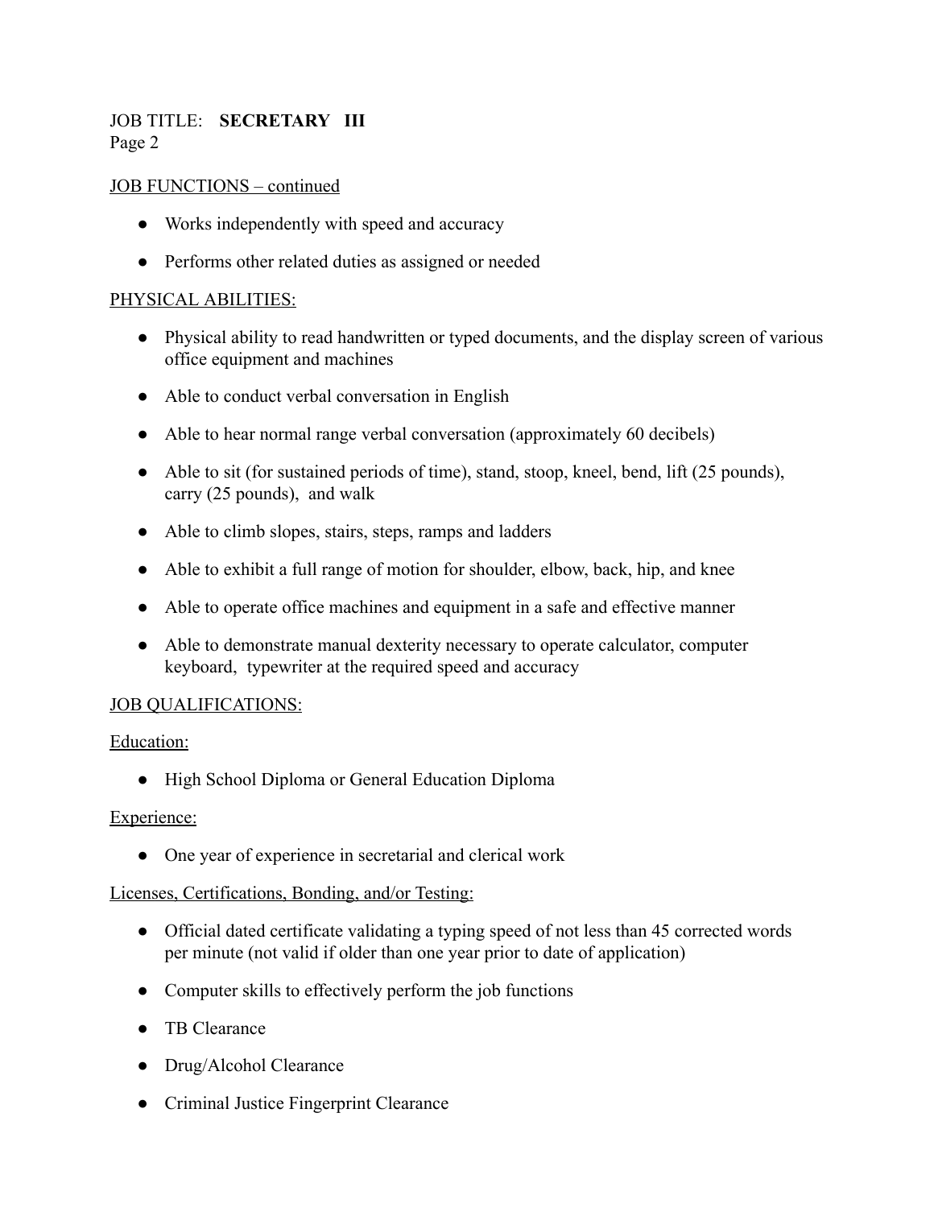JOB TITLE: **SECRETARY III**
Page 2

JOB FUNCTIONS – continued

- Works independently with speed and accuracy
- Performs other related duties as assigned or needed

PHYSICAL ABILITIES:

- Physical ability to read handwritten or typed documents, and the display screen of various office equipment and machines
- Able to conduct verbal conversation in English
- Able to hear normal range verbal conversation (approximately 60 decibels)
- Able to sit (for sustained periods of time), stand, stoop, kneel, bend, lift (25 pounds), carry (25 pounds), and walk
- Able to climb slopes, stairs, steps, ramps and ladders
- Able to exhibit a full range of motion for shoulder, elbow, back, hip, and knee
- Able to operate office machines and equipment in a safe and effective manner
- Able to demonstrate manual dexterity necessary to operate calculator, computer keyboard, typewriter at the required speed and accuracy

JOB QUALIFICATIONS:

Education:

- High School Diploma or General Education Diploma

Experience:

- One year of experience in secretarial and clerical work

Licenses, Certifications, Bonding, and/or Testing:

- Official dated certificate validating a typing speed of not less than 45 corrected words per minute (not valid if older than one year prior to date of application)
- Computer skills to effectively perform the job functions
- TB Clearance
- Drug/Alcohol Clearance
- Criminal Justice Fingerprint Clearance